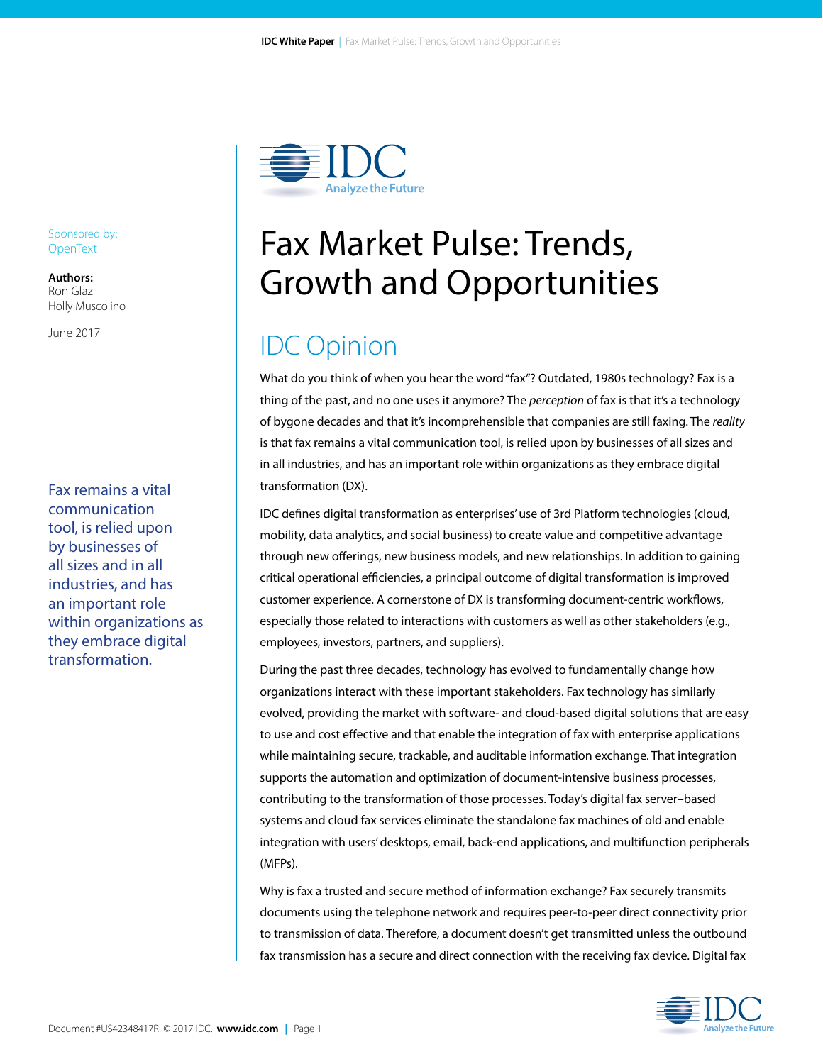Sponsored by:
OpenText

**Authors:**
Ron Glaz
Holly Muscolino

June 2017

# Fax Market Pulse: Trends, Growth and Opportunities

## IDC Opinion

What do you think of when you hear the word "fax"? Outdated, 1980s technology? Fax is a thing of the past, and no one uses it anymore? The *perception* of fax is that it's a technology of bygone decades and that it's incomprehensible that companies are still faxing. The *reality* is that fax remains a vital communication tool, is relied upon by businesses of all sizes and in all industries, and has an important role within organizations as they embrace digital transformation (DX).

Fax remains a vital communication tool, is relied upon by businesses of all sizes and in all industries, and has an important role within organizations as they embrace digital transformation.

IDC defines digital transformation as enterprises' use of 3rd Platform technologies (cloud, mobility, data analytics, and social business) to create value and competitive advantage through new offerings, new business models, and new relationships. In addition to gaining critical operational efficiencies, a principal outcome of digital transformation is improved customer experience. A cornerstone of DX is transforming document-centric workflows, especially those related to interactions with customers as well as other stakeholders (e.g., employees, investors, partners, and suppliers).

During the past three decades, technology has evolved to fundamentally change how organizations interact with these important stakeholders. Fax technology has similarly evolved, providing the market with software- and cloud-based digital solutions that are easy to use and cost effective and that enable the integration of fax with enterprise applications while maintaining secure, trackable, and auditable information exchange. That integration supports the automation and optimization of document-intensive business processes, contributing to the transformation of those processes. Today's digital fax server–based systems and cloud fax services eliminate the standalone fax machines of old and enable integration with users' desktops, email, back-end applications, and multifunction peripherals (MFPs).

Why is fax a trusted and secure method of information exchange? Fax securely transmits documents using the telephone network and requires peer-to-peer direct connectivity prior to transmission of data. Therefore, a document doesn't get transmitted unless the outbound fax transmission has a secure and direct connection with the receiving fax device. Digital fax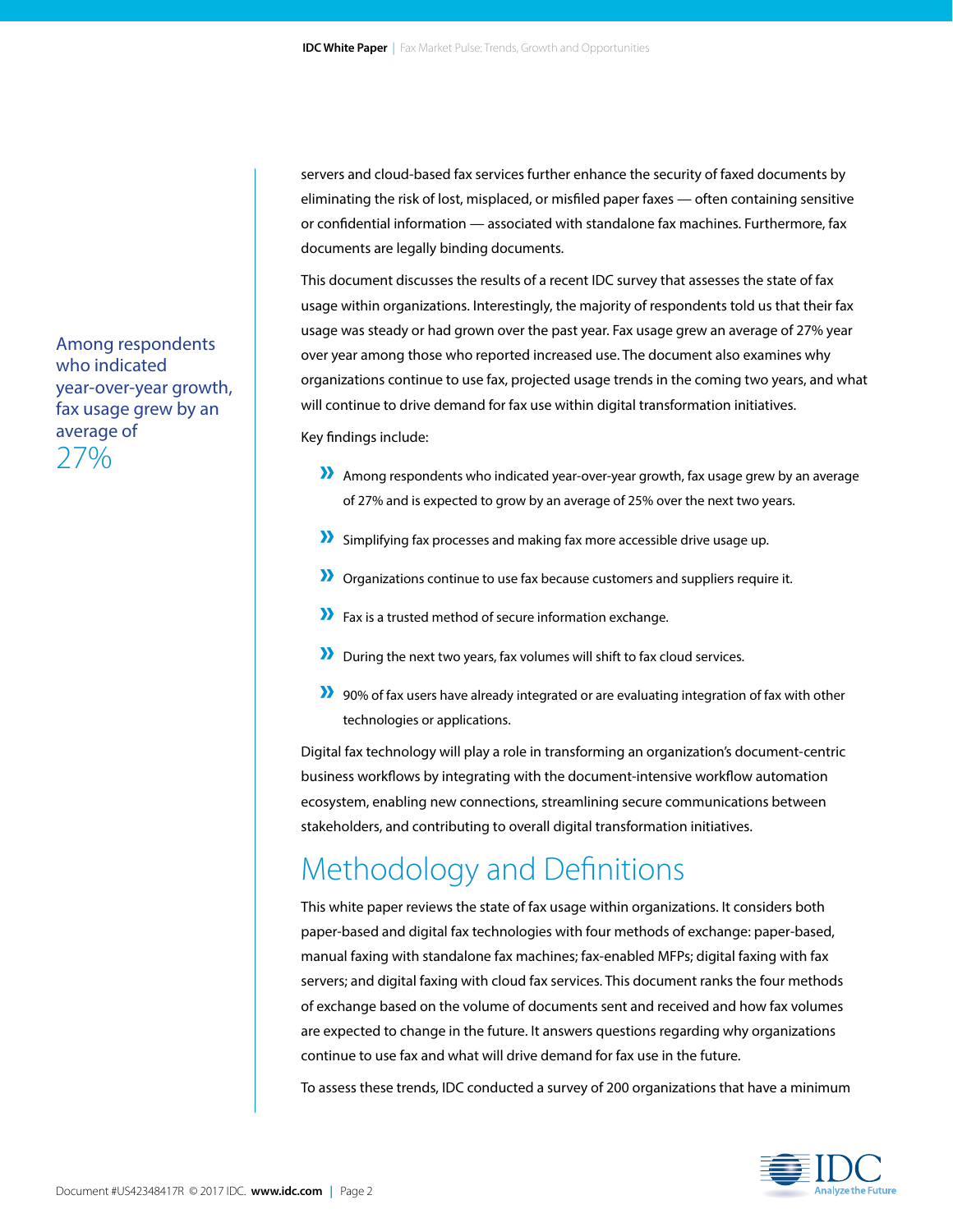servers and cloud-based fax services further enhance the security of faxed documents by eliminating the risk of lost, misplaced, or misfiled paper faxes — often containing sensitive or confidential information — associated with standalone fax machines. Furthermore, fax documents are legally binding documents.

This document discusses the results of a recent IDC survey that assesses the state of fax usage within organizations. Interestingly, the majority of respondents told us that their fax usage was steady or had grown over the past year. Fax usage grew an average of 27% year over year among those who reported increased use. The document also examines why organizations continue to use fax, projected usage trends in the coming two years, and what will continue to drive demand for fax use within digital transformation initiatives.

Among respondents who indicated year-over-year growth, fax usage grew by an average of 27%

Key findings include:

- Among respondents who indicated year-over-year growth, fax usage grew by an average of 27% and is expected to grow by an average of 25% over the next two years.
- Simplifying fax processes and making fax more accessible drive usage up.
- Organizations continue to use fax because customers and suppliers require it.
- Fax is a trusted method of secure information exchange.
- During the next two years, fax volumes will shift to fax cloud services.
- 90% of fax users have already integrated or are evaluating integration of fax with other technologies or applications.

Digital fax technology will play a role in transforming an organization's document-centric business workflows by integrating with the document-intensive workflow automation ecosystem, enabling new connections, streamlining secure communications between stakeholders, and contributing to overall digital transformation initiatives.

## Methodology and Definitions

This white paper reviews the state of fax usage within organizations. It considers both paper-based and digital fax technologies with four methods of exchange: paper-based, manual faxing with standalone fax machines; fax-enabled MFPs; digital faxing with fax servers; and digital faxing with cloud fax services. This document ranks the four methods of exchange based on the volume of documents sent and received and how fax volumes are expected to change in the future. It answers questions regarding why organizations continue to use fax and what will drive demand for fax use in the future.

To assess these trends, IDC conducted a survey of 200 organizations that have a minimum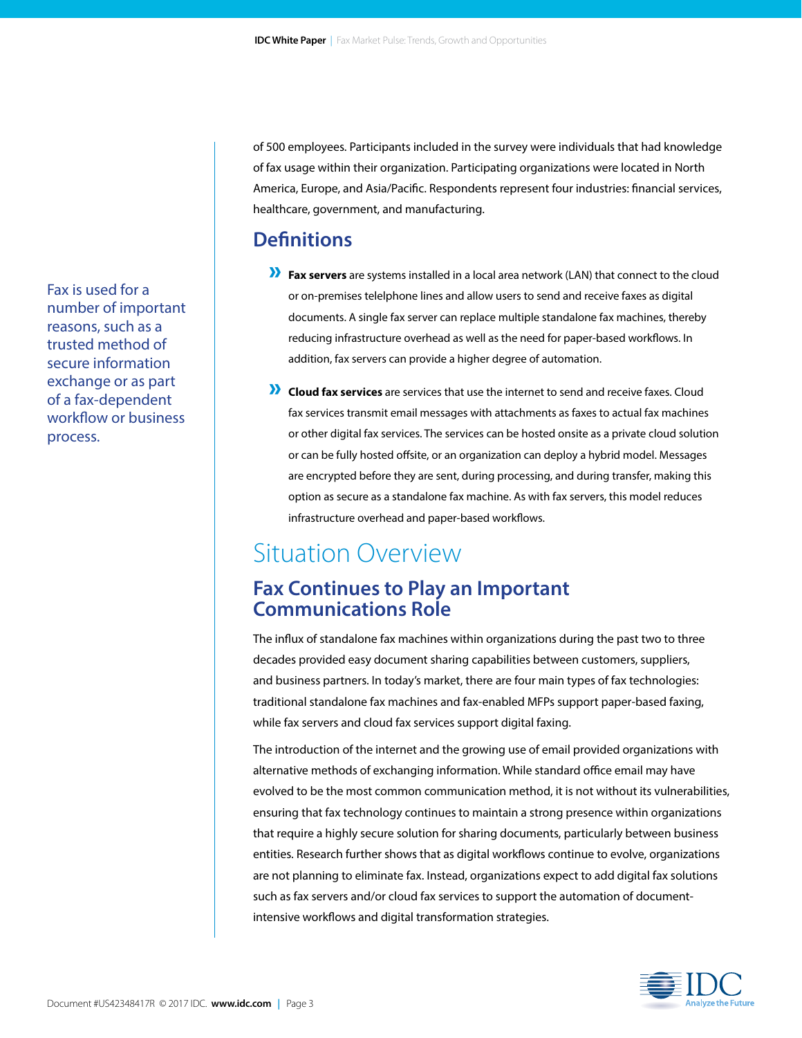of 500 employees. Participants included in the survey were individuals that had knowledge of fax usage within their organization. Participating organizations were located in North America, Europe, and Asia/Pacific. Respondents represent four industries: financial services, healthcare, government, and manufacturing.

Fax is used for a number of important reasons, such as a trusted method of secure information exchange or as part of a fax-dependent workflow or business process.

## Definitions

- **Fax servers** are systems installed in a local area network (LAN) that connect to the cloud or on-premises telelphone lines and allow users to send and receive faxes as digital documents. A single fax server can replace multiple standalone fax machines, thereby reducing infrastructure overhead as well as the need for paper-based workflows. In addition, fax servers can provide a higher degree of automation.
- **Cloud fax services** are services that use the internet to send and receive faxes. Cloud fax services transmit email messages with attachments as faxes to actual fax machines or other digital fax services. The services can be hosted onsite as a private cloud solution or can be fully hosted offsite, or an organization can deploy a hybrid model. Messages are encrypted before they are sent, during processing, and during transfer, making this option as secure as a standalone fax machine. As with fax servers, this model reduces infrastructure overhead and paper-based workflows.

# Situation Overview

## Fax Continues to Play an Important Communications Role

The influx of standalone fax machines within organizations during the past two to three decades provided easy document sharing capabilities between customers, suppliers, and business partners. In today's market, there are four main types of fax technologies: traditional standalone fax machines and fax-enabled MFPs support paper-based faxing, while fax servers and cloud fax services support digital faxing.

The introduction of the internet and the growing use of email provided organizations with alternative methods of exchanging information. While standard office email may have evolved to be the most common communication method, it is not without its vulnerabilities, ensuring that fax technology continues to maintain a strong presence within organizations that require a highly secure solution for sharing documents, particularly between business entities. Research further shows that as digital workflows continue to evolve, organizations are not planning to eliminate fax. Instead, organizations expect to add digital fax solutions such as fax servers and/or cloud fax services to support the automation of document-intensive workflows and digital transformation strategies.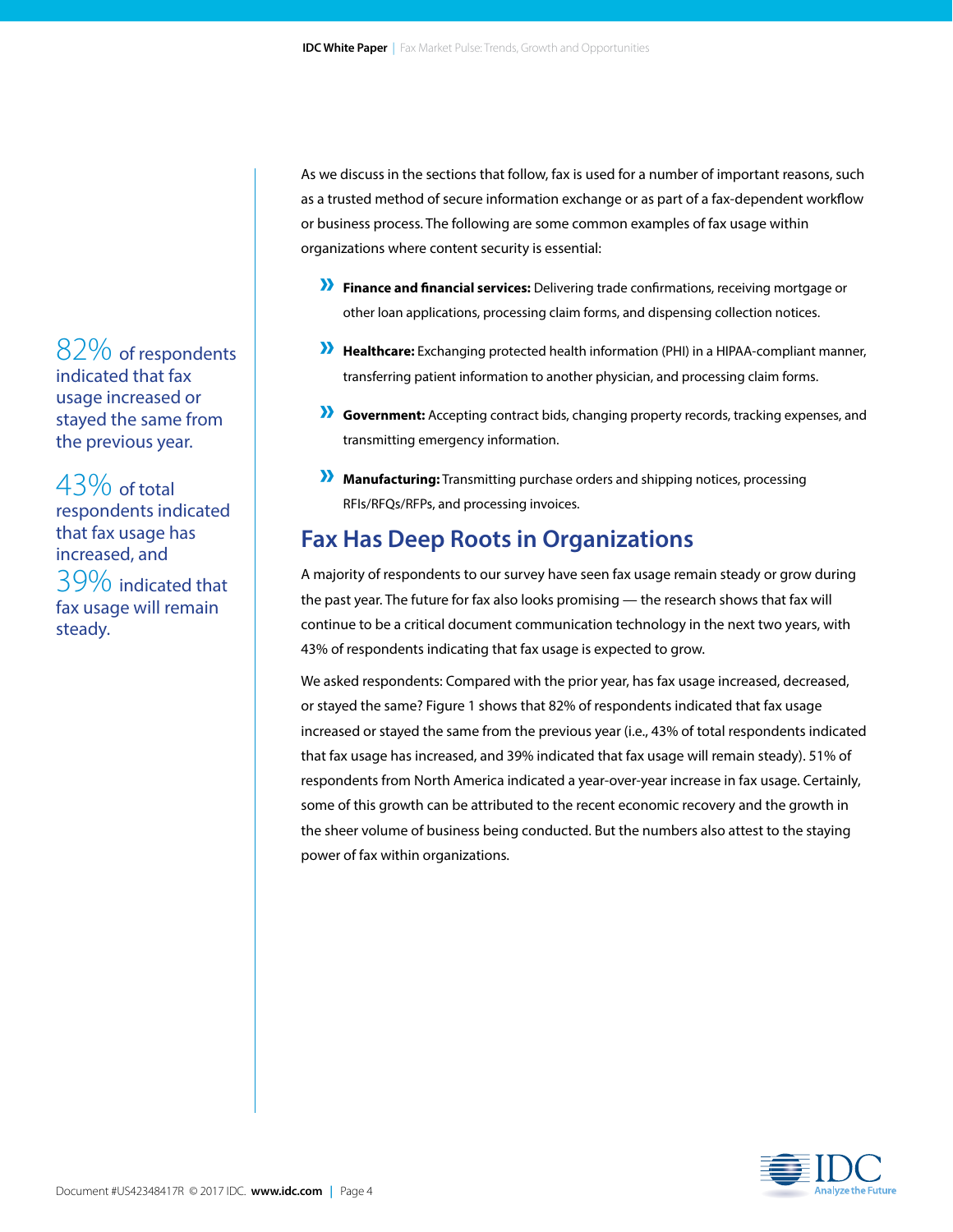82% of respondents indicated that fax usage increased or stayed the same from the previous year.

43% of total respondents indicated that fax usage has increased, and 39% indicated that fax usage will remain steady.

As we discuss in the sections that follow, fax is used for a number of important reasons, such as a trusted method of secure information exchange or as part of a fax-dependent workflow or business process. The following are some common examples of fax usage within organizations where content security is essential:

- **Finance and financial services:** Delivering trade confirmations, receiving mortgage or other loan applications, processing claim forms, and dispensing collection notices.
- **Healthcare:** Exchanging protected health information (PHI) in a HIPAA-compliant manner, transferring patient information to another physician, and processing claim forms.
- **Government:** Accepting contract bids, changing property records, tracking expenses, and transmitting emergency information.
- **Manufacturing:** Transmitting purchase orders and shipping notices, processing RFIs/RFQs/RFPs, and processing invoices.

## Fax Has Deep Roots in Organizations

A majority of respondents to our survey have seen fax usage remain steady or grow during the past year. The future for fax also looks promising — the research shows that fax will continue to be a critical document communication technology in the next two years, with 43% of respondents indicating that fax usage is expected to grow.

We asked respondents: Compared with the prior year, has fax usage increased, decreased, or stayed the same? Figure 1 shows that 82% of respondents indicated that fax usage increased or stayed the same from the previous year (i.e., 43% of total respondents indicated that fax usage has increased, and 39% indicated that fax usage will remain steady). 51% of respondents from North America indicated a year-over-year increase in fax usage. Certainly, some of this growth can be attributed to the recent economic recovery and the growth in the sheer volume of business being conducted. But the numbers also attest to the staying power of fax within organizations.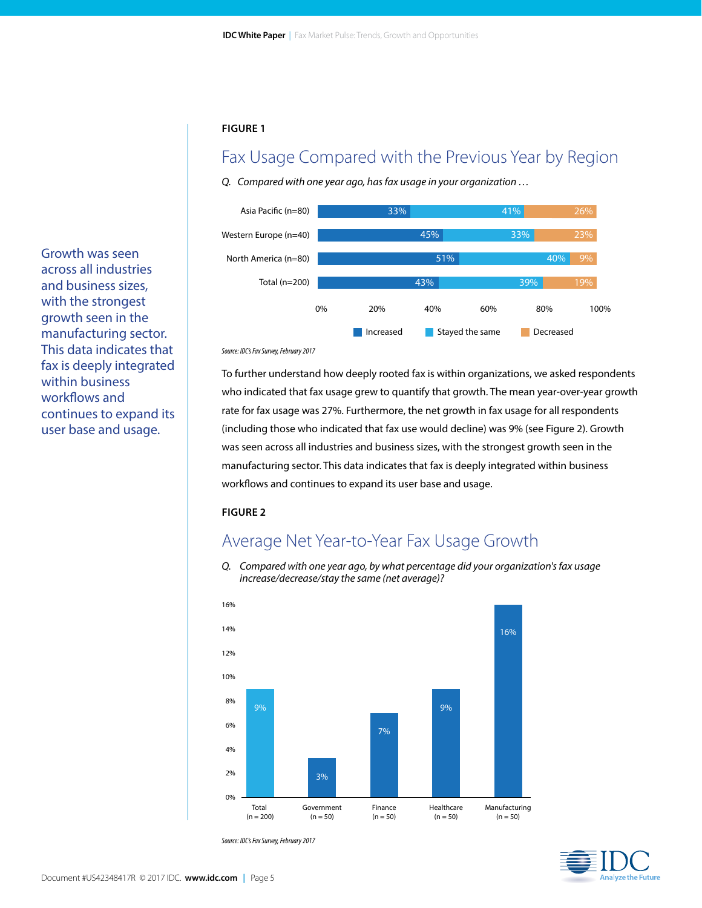**FIGURE 1**

## Fax Usage Compared with the Previous Year by Region

*Q. Compared with one year ago, has fax usage in your organization …*

| Region | Increased | Stayed the same | Decreased |
|---|---|---|---|
| Asia Pacific (n=80) | 33% | 41% | 26% |
| Western Europe (n=40) | 45% | 33% | 23% |
| North America (n=80) | 51% | 40% | 9% |
| Total (n=200) | 43% | 39% | 19% |

*Source: IDC's Fax Survey, February 2017*

Growth was seen across all industries and business sizes, with the strongest growth seen in the manufacturing sector. This data indicates that fax is deeply integrated within business workflows and continues to expand its user base and usage.

To further understand how deeply rooted fax is within organizations, we asked respondents who indicated that fax usage grew to quantify that growth. The mean year-over-year growth rate for fax usage was 27%. Furthermore, the net growth in fax usage for all respondents (including those who indicated that fax use would decline) was 9% (see Figure 2). Growth was seen across all industries and business sizes, with the strongest growth seen in the manufacturing sector. This data indicates that fax is deeply integrated within business workflows and continues to expand its user base and usage.

**FIGURE 2**

## Average Net Year-to-Year Fax Usage Growth

*Q. Compared with one year ago, by what percentage did your organization's fax usage increase/decrease/stay the same (net average)?*

| Segment | Net average growth |
|---|---|
| Total (n = 200) | 9% |
| Government (n = 50) | 3% |
| Finance (n = 50) | 7% |
| Healthcare (n = 50) | 9% |
| Manufacturing (n = 50) | 16% |

*Source: IDC's Fax Survey, February 2017*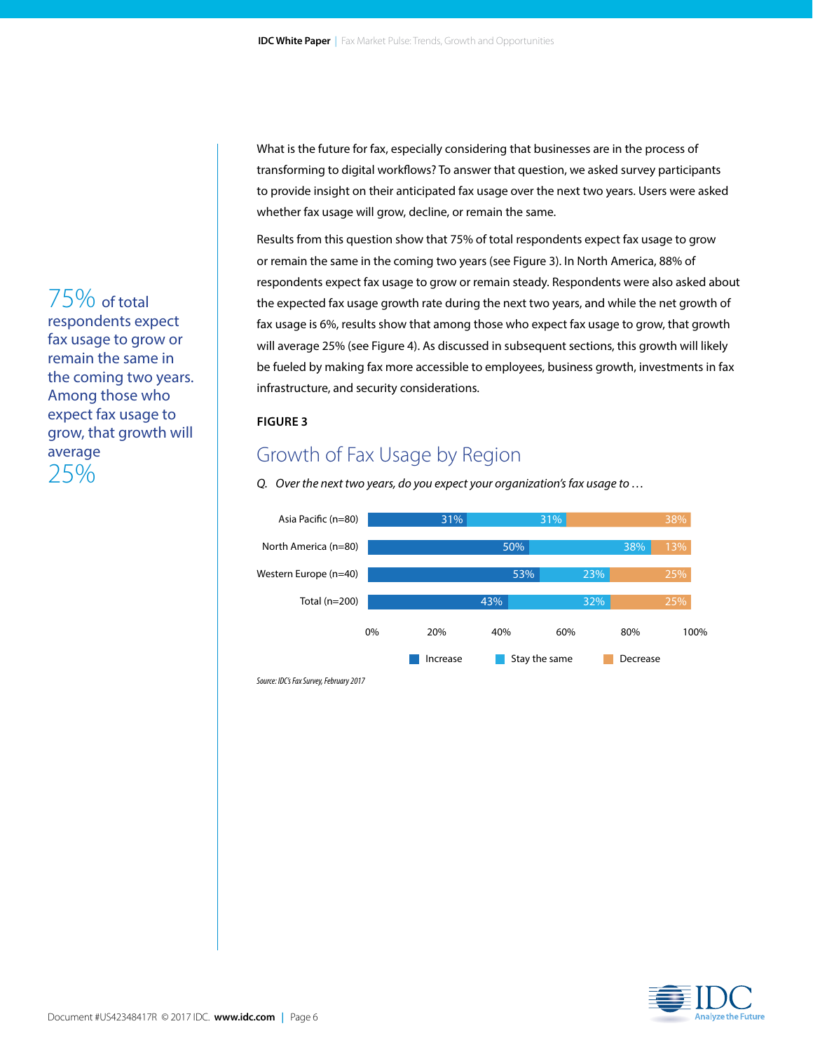What is the future for fax, especially considering that businesses are in the process of transforming to digital workflows? To answer that question, we asked survey participants to provide insight on their anticipated fax usage over the next two years. Users were asked whether fax usage will grow, decline, or remain the same.

Results from this question show that 75% of total respondents expect fax usage to grow or remain the same in the coming two years (see Figure 3). In North America, 88% of respondents expect fax usage to grow or remain steady. Respondents were also asked about the expected fax usage growth rate during the next two years, and while the net growth of fax usage is 6%, results show that among those who expect fax usage to grow, that growth will average 25% (see Figure 4). As discussed in subsequent sections, this growth will likely be fueled by making fax more accessible to employees, business growth, investments in fax infrastructure, and security considerations.

75% of total respondents expect fax usage to grow or remain the same in the coming two years. Among those who expect fax usage to grow, that growth will average 25%

**FIGURE 3**

## Growth of Fax Usage by Region

*Q. Over the next two years, do you expect your organization's fax usage to …*

| | Increase | Stay the same | Decrease |
|---|---|---|---|
| Asia Pacific (n=80) | 31% | 31% | 38% |
| North America (n=80) | 50% | 38% | 13% |
| Western Europe (n=40) | 53% | 23% | 25% |
| Total (n=200) | 43% | 32% | 25% |

*Source: IDC's Fax Survey, February 2017*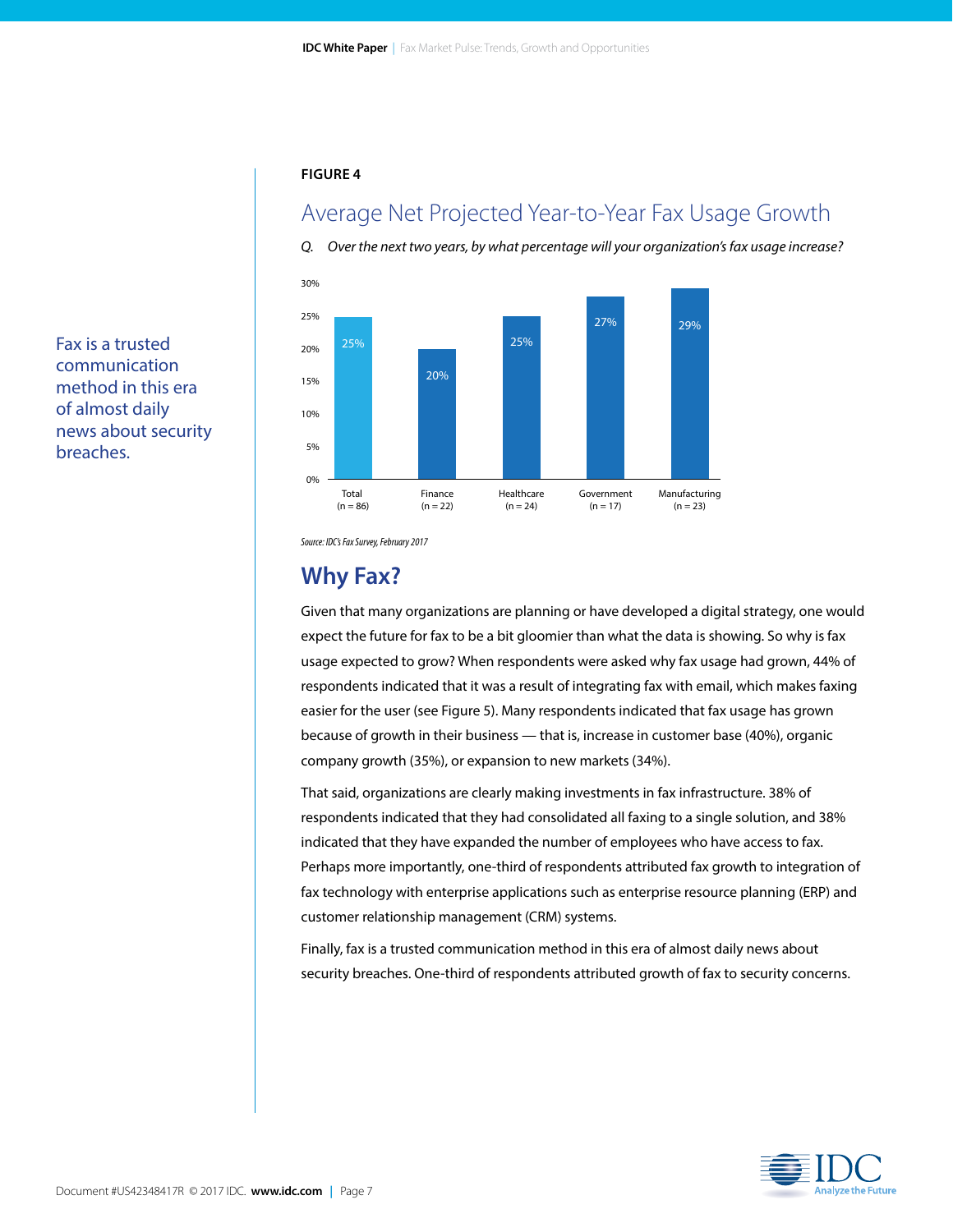Fax is a trusted communication method in this era of almost daily news about security breaches.

**FIGURE 4**

## Average Net Projected Year-to-Year Fax Usage Growth

*Q. Over the next two years, by what percentage will your organization's fax usage increase?*

| Segment | Growth |
|---|---|
| Total (n = 86) | 25% |
| Finance (n = 22) | 20% |
| Healthcare (n = 24) | 25% |
| Government (n = 17) | 27% |
| Manufacturing (n = 23) | 29% |

*Source: IDC's Fax Survey, February 2017*

## Why Fax?

Given that many organizations are planning or have developed a digital strategy, one would expect the future for fax to be a bit gloomier than what the data is showing. So why is fax usage expected to grow? When respondents were asked why fax usage had grown, 44% of respondents indicated that it was a result of integrating fax with email, which makes faxing easier for the user (see Figure 5). Many respondents indicated that fax usage has grown because of growth in their business — that is, increase in customer base (40%), organic company growth (35%), or expansion to new markets (34%).

That said, organizations are clearly making investments in fax infrastructure. 38% of respondents indicated that they had consolidated all faxing to a single solution, and 38% indicated that they have expanded the number of employees who have access to fax. Perhaps more importantly, one-third of respondents attributed fax growth to integration of fax technology with enterprise applications such as enterprise resource planning (ERP) and customer relationship management (CRM) systems.

Finally, fax is a trusted communication method in this era of almost daily news about security breaches. One-third of respondents attributed growth of fax to security concerns.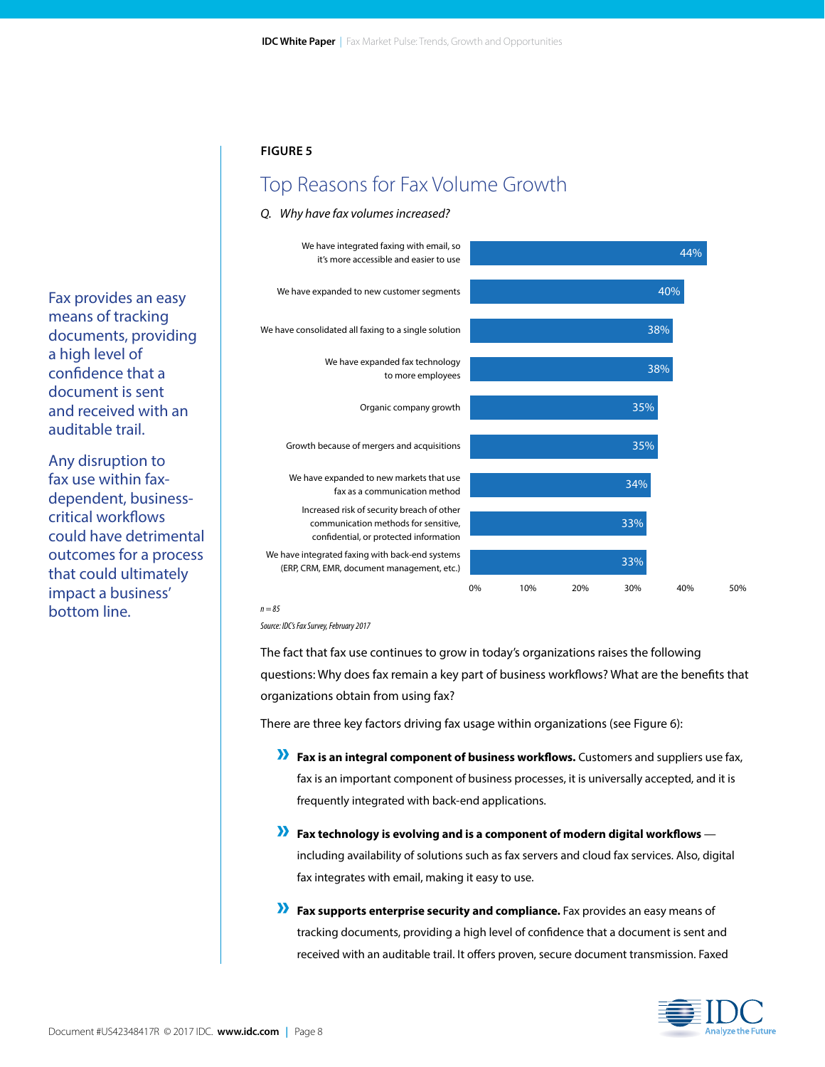Fax provides an easy means of tracking documents, providing a high level of confidence that a document is sent and received with an auditable trail.

Any disruption to fax use within fax-dependent, business-critical workflows could have detrimental outcomes for a process that could ultimately impact a business' bottom line.

**FIGURE 5**

## Top Reasons for Fax Volume Growth

*Q. Why have fax volumes increased?*

| Reason | % |
|---|---|
| We have integrated faxing with email, so it's more accessible and easier to use | 44% |
| We have expanded to new customer segments | 40% |
| We have consolidated all faxing to a single solution | 38% |
| We have expanded fax technology to more employees | 38% |
| Organic company growth | 35% |
| Growth because of mergers and acquisitions | 35% |
| We have expanded to new markets that use fax as a communication method | 34% |
| Increased risk of security breach of other communication methods for sensitive, confidential, or protected information | 33% |
| We have integrated faxing with back-end systems (ERP, CRM, EMR, document management, etc.) | 33% |

*n = 85*

*Source: IDC's Fax Survey, February 2017*

The fact that fax use continues to grow in today's organizations raises the following questions: Why does fax remain a key part of business workflows? What are the benefits that organizations obtain from using fax?

There are three key factors driving fax usage within organizations (see Figure 6):

- **Fax is an integral component of business workflows.** Customers and suppliers use fax, fax is an important component of business processes, it is universally accepted, and it is frequently integrated with back-end applications.
- **Fax technology is evolving and is a component of modern digital workflows** — including availability of solutions such as fax servers and cloud fax services. Also, digital fax integrates with email, making it easy to use.
- **Fax supports enterprise security and compliance.** Fax provides an easy means of tracking documents, providing a high level of confidence that a document is sent and received with an auditable trail. It offers proven, secure document transmission. Faxed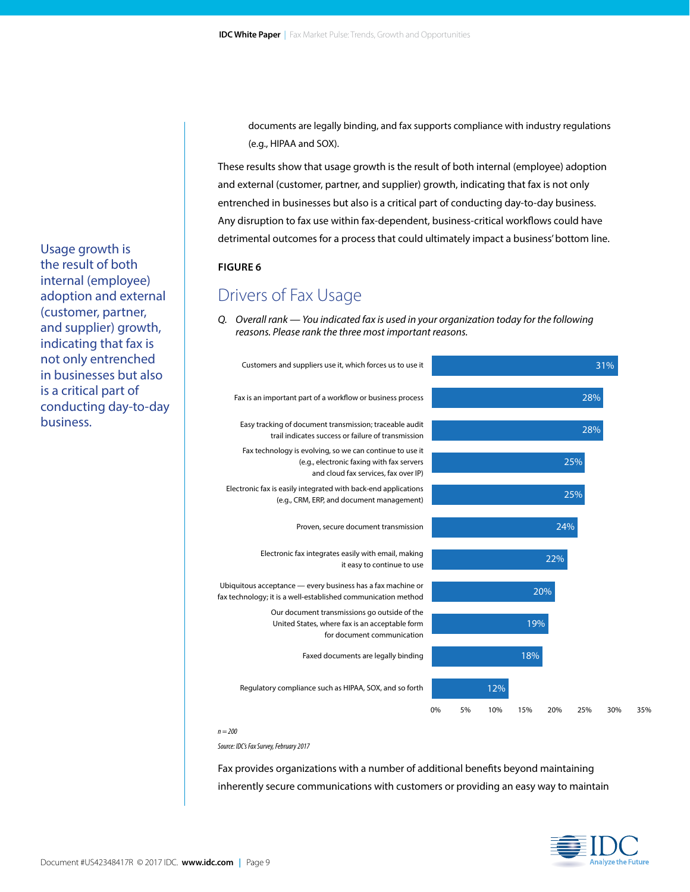documents are legally binding, and fax supports compliance with industry regulations (e.g., HIPAA and SOX).

These results show that usage growth is the result of both internal (employee) adoption and external (customer, partner, and supplier) growth, indicating that fax is not only entrenched in businesses but also is a critical part of conducting day-to-day business. Any disruption to fax use within fax-dependent, business-critical workflows could have detrimental outcomes for a process that could ultimately impact a business' bottom line.

Usage growth is the result of both internal (employee) adoption and external (customer, partner, and supplier) growth, indicating that fax is not only entrenched in businesses but also is a critical part of conducting day-to-day business.

**FIGURE 6**

## Drivers of Fax Usage

*Q. Overall rank — You indicated fax is used in your organization today for the following reasons. Please rank the three most important reasons.*

| Reason | % |
|---|---|
| Customers and suppliers use it, which forces us to use it | 31% |
| Fax is an important part of a workflow or business process | 28% |
| Easy tracking of document transmission; traceable audit trail indicates success or failure of transmission | 28% |
| Fax technology is evolving, so we can continue to use it (e.g., electronic faxing with fax servers and cloud fax services, fax over IP) | 25% |
| Electronic fax is easily integrated with back-end applications (e.g., CRM, ERP, and document management) | 25% |
| Proven, secure document transmission | 24% |
| Electronic fax integrates easily with email, making it easy to continue to use | 22% |
| Ubiquitous acceptance — every business has a fax machine or fax technology; it is a well-established communication method | 20% |
| Our document transmissions go outside of the United States, where fax is an acceptable form for document communication | 19% |
| Faxed documents are legally binding | 18% |
| Regulatory compliance such as HIPAA, SOX, and so forth | 12% |

*n = 200*

*Source: IDC's Fax Survey, February 2017*

Fax provides organizations with a number of additional benefits beyond maintaining inherently secure communications with customers or providing an easy way to maintain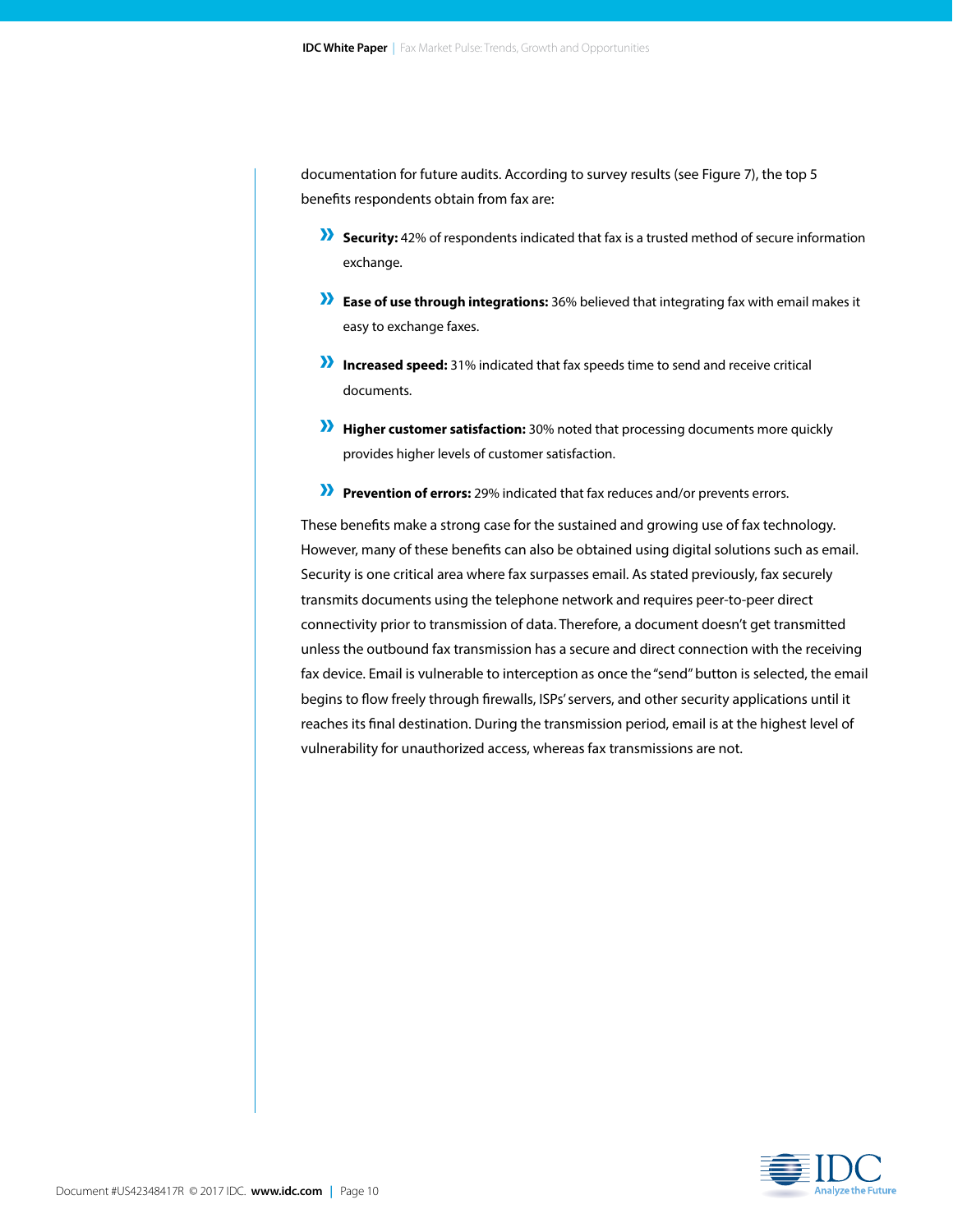documentation for future audits. According to survey results (see Figure 7), the top 5 benefits respondents obtain from fax are:

- **Security:** 42% of respondents indicated that fax is a trusted method of secure information exchange.
- **Ease of use through integrations:** 36% believed that integrating fax with email makes it easy to exchange faxes.
- **Increased speed:** 31% indicated that fax speeds time to send and receive critical documents.
- **Higher customer satisfaction:** 30% noted that processing documents more quickly provides higher levels of customer satisfaction.
- **Prevention of errors:** 29% indicated that fax reduces and/or prevents errors.

These benefits make a strong case for the sustained and growing use of fax technology. However, many of these benefits can also be obtained using digital solutions such as email. Security is one critical area where fax surpasses email. As stated previously, fax securely transmits documents using the telephone network and requires peer-to-peer direct connectivity prior to transmission of data. Therefore, a document doesn't get transmitted unless the outbound fax transmission has a secure and direct connection with the receiving fax device. Email is vulnerable to interception as once the "send" button is selected, the email begins to flow freely through firewalls, ISPs' servers, and other security applications until it reaches its final destination. During the transmission period, email is at the highest level of vulnerability for unauthorized access, whereas fax transmissions are not.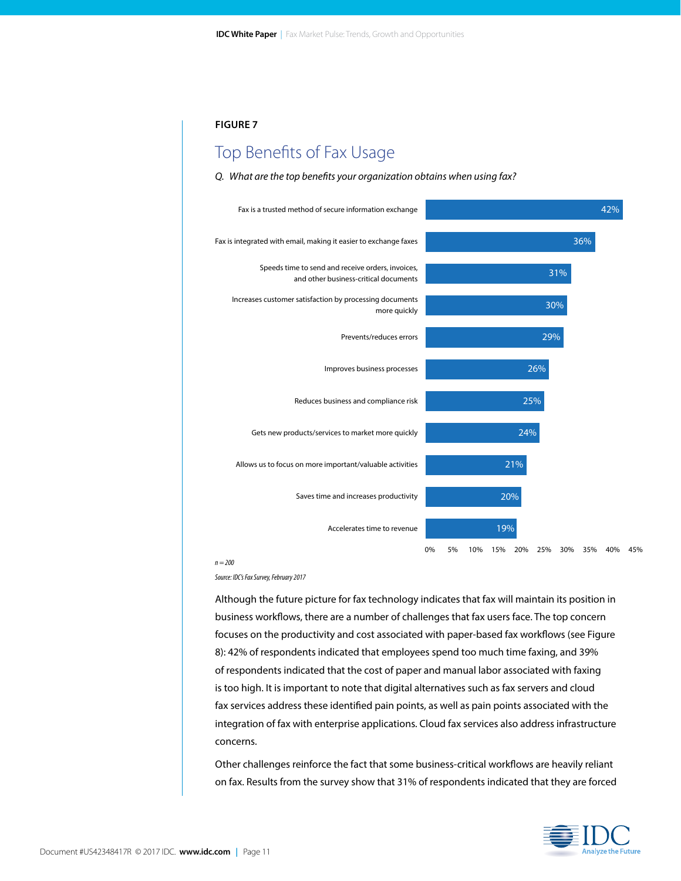**FIGURE 7**

## Top Benefits of Fax Usage

*Q. What are the top benefits your organization obtains when using fax?*

| Benefit | % |
|---|---|
| Fax is a trusted method of secure information exchange | 42% |
| Fax is integrated with email, making it easier to exchange faxes | 36% |
| Speeds time to send and receive orders, invoices, and other business-critical documents | 31% |
| Increases customer satisfaction by processing documents more quickly | 30% |
| Prevents/reduces errors | 29% |
| Improves business processes | 26% |
| Reduces business and compliance risk | 25% |
| Gets new products/services to market more quickly | 24% |
| Allows us to focus on more important/valuable activities | 21% |
| Saves time and increases productivity | 20% |
| Accelerates time to revenue | 19% |

*n = 200*

*Source: IDC's Fax Survey, February 2017*

Although the future picture for fax technology indicates that fax will maintain its position in business workflows, there are a number of challenges that fax users face. The top concern focuses on the productivity and cost associated with paper-based fax workflows (see Figure 8): 42% of respondents indicated that employees spend too much time faxing, and 39% of respondents indicated that the cost of paper and manual labor associated with faxing is too high. It is important to note that digital alternatives such as fax servers and cloud fax services address these identified pain points, as well as pain points associated with the integration of fax with enterprise applications. Cloud fax services also address infrastructure concerns.

Other challenges reinforce the fact that some business-critical workflows are heavily reliant on fax. Results from the survey show that 31% of respondents indicated that they are forced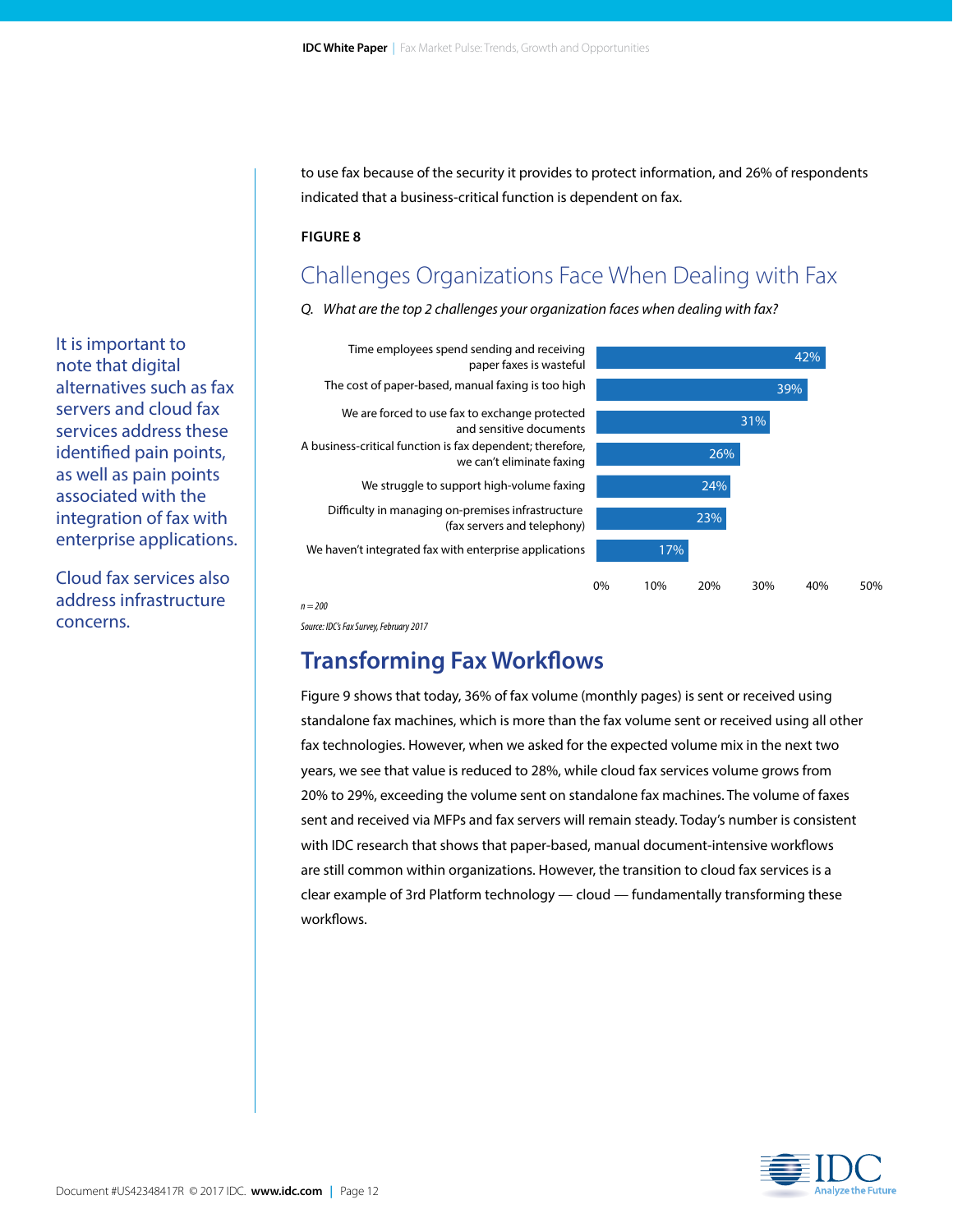to use fax because of the security it provides to protect information, and 26% of respondents indicated that a business-critical function is dependent on fax.

It is important to note that digital alternatives such as fax servers and cloud fax services address these identified pain points, as well as pain points associated with the integration of fax with enterprise applications.

Cloud fax services also address infrastructure concerns.

**FIGURE 8**

## Challenges Organizations Face When Dealing with Fax

*Q. What are the top 2 challenges your organization faces when dealing with fax?*

| Challenge | % |
|---|---|
| Time employees spend sending and receiving paper faxes is wasteful | 42% |
| The cost of paper-based, manual faxing is too high | 39% |
| We are forced to use fax to exchange protected and sensitive documents | 31% |
| A business-critical function is fax dependent; therefore, we can't eliminate faxing | 26% |
| We struggle to support high-volume faxing | 24% |
| Difficulty in managing on-premises infrastructure (fax servers and telephony) | 23% |
| We haven't integrated fax with enterprise applications | 17% |

*n = 200*

*Source: IDC's Fax Survey, February 2017*

## Transforming Fax Workflows

Figure 9 shows that today, 36% of fax volume (monthly pages) is sent or received using standalone fax machines, which is more than the fax volume sent or received using all other fax technologies. However, when we asked for the expected volume mix in the next two years, we see that value is reduced to 28%, while cloud fax services volume grows from 20% to 29%, exceeding the volume sent on standalone fax machines. The volume of faxes sent and received via MFPs and fax servers will remain steady. Today's number is consistent with IDC research that shows that paper-based, manual document-intensive workflows are still common within organizations. However, the transition to cloud fax services is a clear example of 3rd Platform technology — cloud — fundamentally transforming these workflows.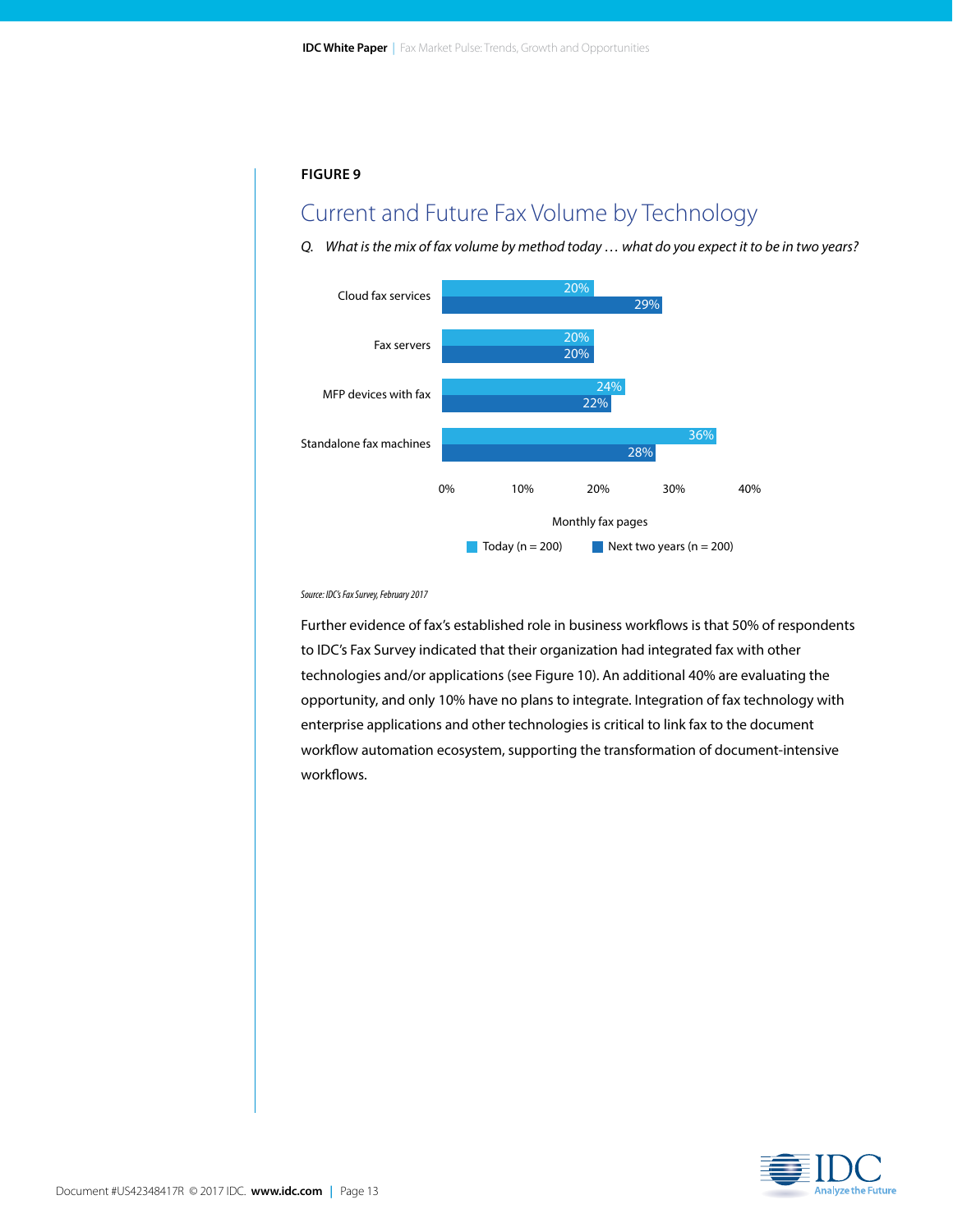**FIGURE 9**

## Current and Future Fax Volume by Technology

*Q. What is the mix of fax volume by method today … what do you expect it to be in two years?*

| Technology | Today (n = 200) | Next two years (n = 200) |
|---|---|---|
| Cloud fax services | 20% | 29% |
| Fax servers | 20% | 20% |
| MFP devices with fax | 24% | 22% |
| Standalone fax machines | 36% | 28% |

Monthly fax pages

*Source: IDC's Fax Survey, February 2017*

Further evidence of fax's established role in business workflows is that 50% of respondents to IDC's Fax Survey indicated that their organization had integrated fax with other technologies and/or applications (see Figure 10). An additional 40% are evaluating the opportunity, and only 10% have no plans to integrate. Integration of fax technology with enterprise applications and other technologies is critical to link fax to the document workflow automation ecosystem, supporting the transformation of document-intensive workflows.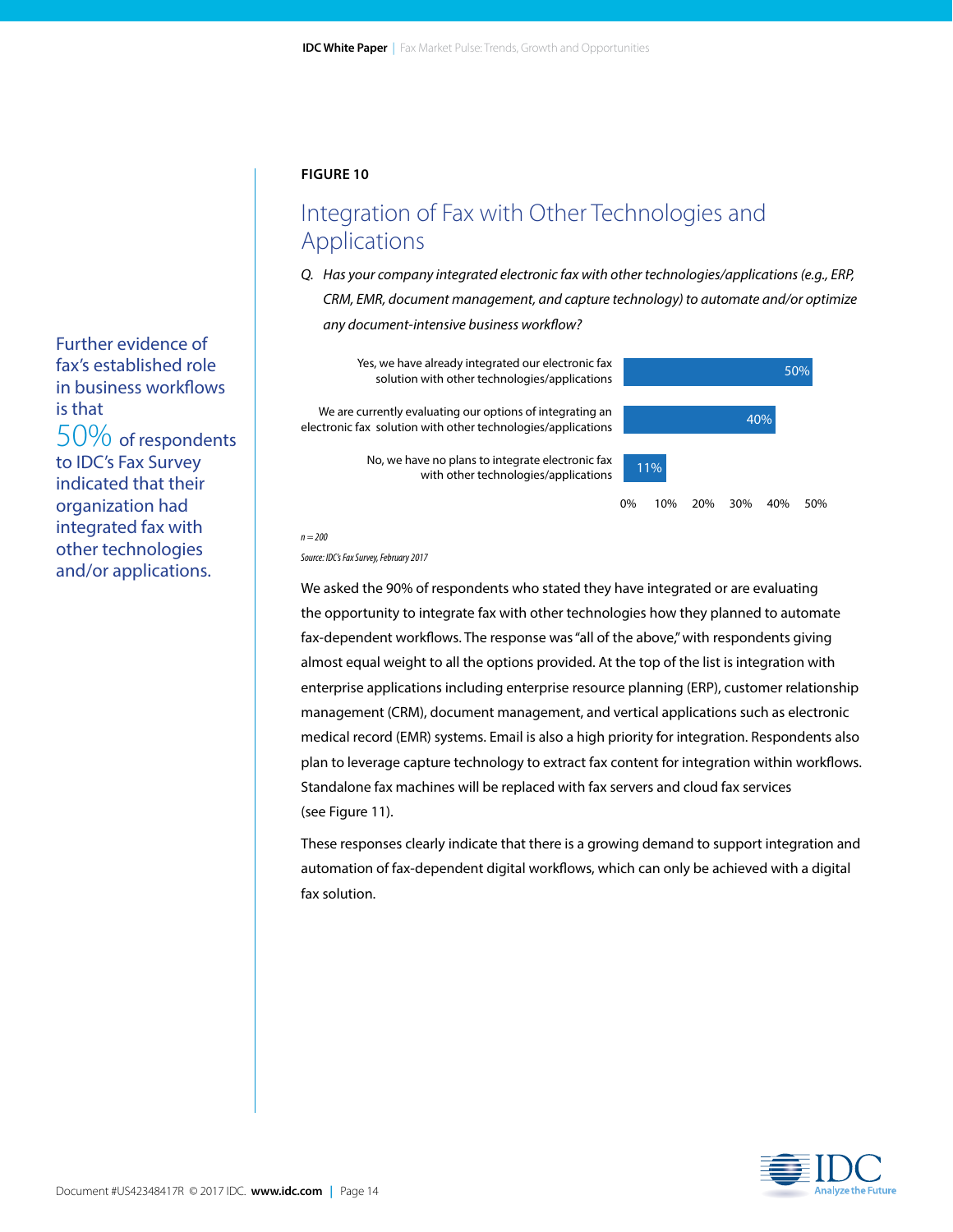Further evidence of fax's established role in business workflows is that 50% of respondents to IDC's Fax Survey indicated that their organization had integrated fax with other technologies and/or applications.

**FIGURE 10**

## Integration of Fax with Other Technologies and Applications

*Q. Has your company integrated electronic fax with other technologies/applications (e.g., ERP, CRM, EMR, document management, and capture technology) to automate and/or optimize any document-intensive business workflow?*

| Response | % |
|---|---|
| Yes, we have already integrated our electronic fax solution with other technologies/applications | 50% |
| We are currently evaluating our options of integrating an electronic fax solution with other technologies/applications | 40% |
| No, we have no plans to integrate electronic fax with other technologies/applications | 11% |

*n = 200*

*Source: IDC's Fax Survey, February 2017*

We asked the 90% of respondents who stated they have integrated or are evaluating the opportunity to integrate fax with other technologies how they planned to automate fax-dependent workflows. The response was "all of the above," with respondents giving almost equal weight to all the options provided. At the top of the list is integration with enterprise applications including enterprise resource planning (ERP), customer relationship management (CRM), document management, and vertical applications such as electronic medical record (EMR) systems. Email is also a high priority for integration. Respondents also plan to leverage capture technology to extract fax content for integration within workflows. Standalone fax machines will be replaced with fax servers and cloud fax services (see Figure 11).

These responses clearly indicate that there is a growing demand to support integration and automation of fax-dependent digital workflows, which can only be achieved with a digital fax solution.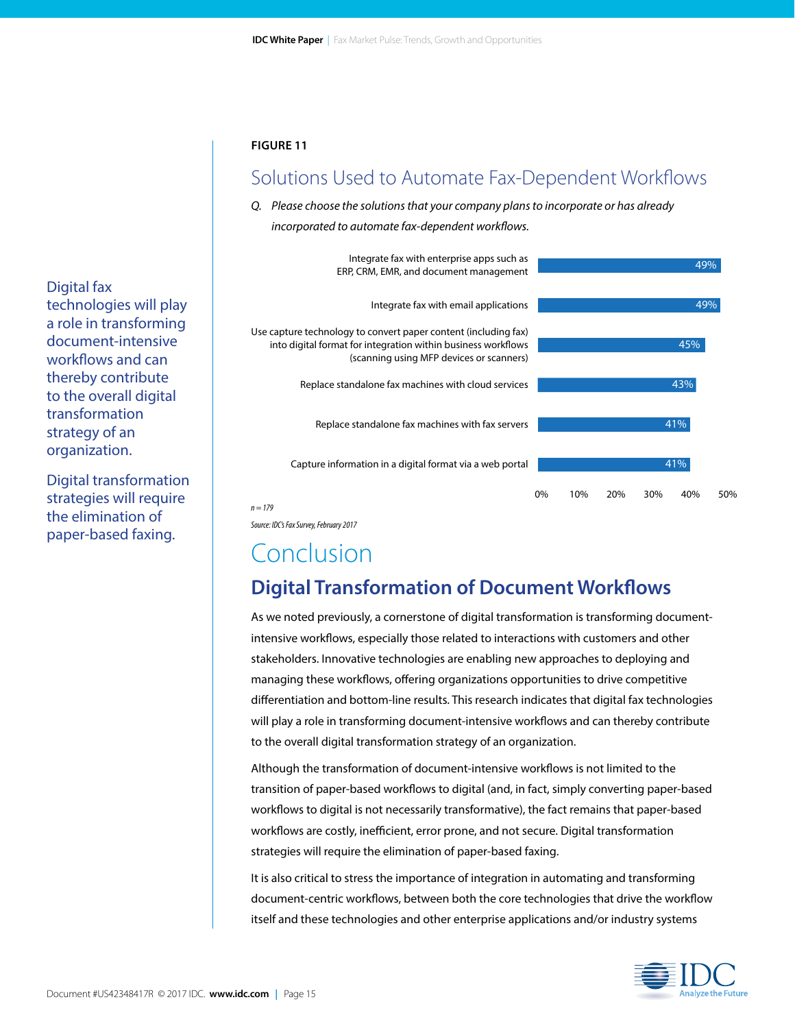Digital fax technologies will play a role in transforming document-intensive workflows and can thereby contribute to the overall digital transformation strategy of an organization.

Digital transformation strategies will require the elimination of paper-based faxing.

**FIGURE 11**

## Solutions Used to Automate Fax-Dependent Workflows

*Q. Please choose the solutions that your company plans to incorporate or has already incorporated to automate fax-dependent workflows.*

| Solution | % |
| --- | --- |
| Integrate fax with enterprise apps such as ERP, CRM, EMR, and document management | 49% |
| Integrate fax with email applications | 49% |
| Use capture technology to convert paper content (including fax) into digital format for integration within business workflows (scanning using MFP devices or scanners) | 45% |
| Replace standalone fax machines with cloud services | 43% |
| Replace standalone fax machines with fax servers | 41% |
| Capture information in a digital format via a web portal | 41% |

*n = 179*

*Source: IDC's Fax Survey, February 2017*

# Conclusion

## Digital Transformation of Document Workflows

As we noted previously, a cornerstone of digital transformation is transforming document-intensive workflows, especially those related to interactions with customers and other stakeholders. Innovative technologies are enabling new approaches to deploying and managing these workflows, offering organizations opportunities to drive competitive differentiation and bottom-line results. This research indicates that digital fax technologies will play a role in transforming document-intensive workflows and can thereby contribute to the overall digital transformation strategy of an organization.

Although the transformation of document-intensive workflows is not limited to the transition of paper-based workflows to digital (and, in fact, simply converting paper-based workflows to digital is not necessarily transformative), the fact remains that paper-based workflows are costly, inefficient, error prone, and not secure. Digital transformation strategies will require the elimination of paper-based faxing.

It is also critical to stress the importance of integration in automating and transforming document-centric workflows, between both the core technologies that drive the workflow itself and these technologies and other enterprise applications and/or industry systems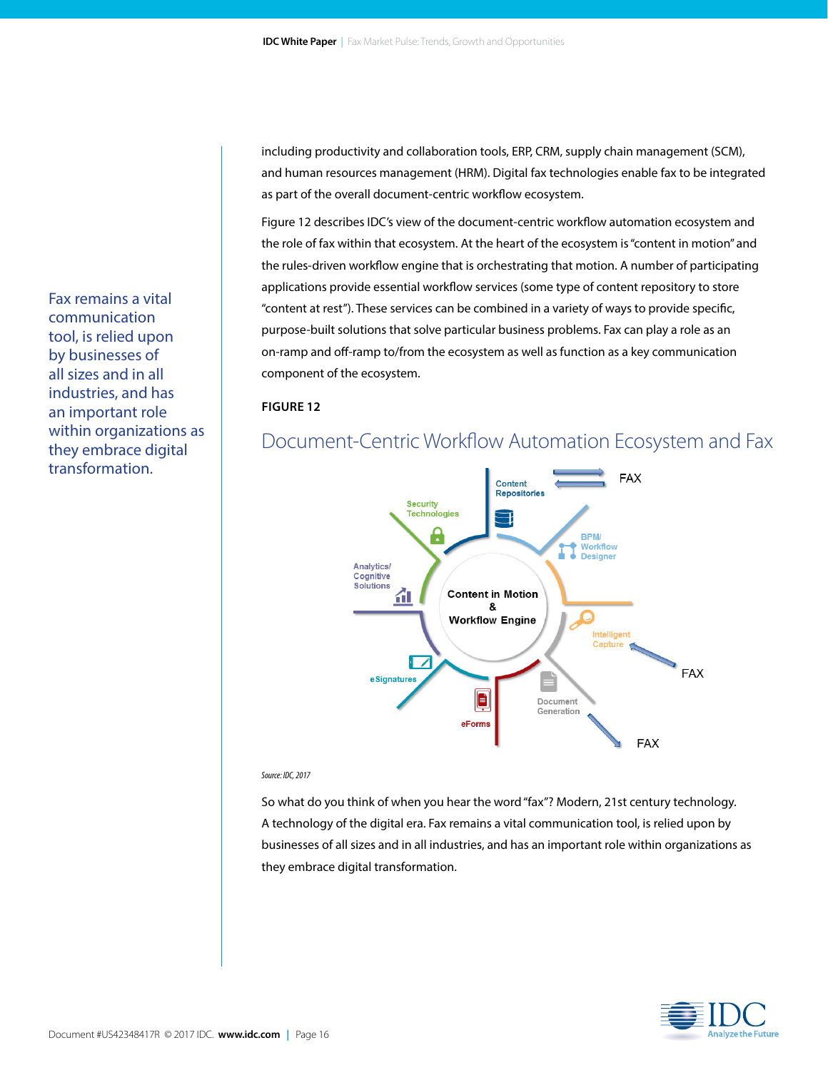Fax remains a vital communication tool, is relied upon by businesses of all sizes and in all industries, and has an important role within organizations as they embrace digital transformation.

including productivity and collaboration tools, ERP, CRM, supply chain management (SCM), and human resources management (HRM). Digital fax technologies enable fax to be integrated as part of the overall document-centric workflow ecosystem.

Figure 12 describes IDC's view of the document-centric workflow automation ecosystem and the role of fax within that ecosystem. At the heart of the ecosystem is "content in motion" and the rules-driven workflow engine that is orchestrating that motion. A number of participating applications provide essential workflow services (some type of content repository to store "content at rest"). These services can be combined in a variety of ways to provide specific, purpose-built solutions that solve particular business problems. Fax can play a role as an on-ramp and off-ramp to/from the ecosystem as well as function as a key communication component of the ecosystem.

**FIGURE 12**

## Document-Centric Workflow Automation Ecosystem and Fax

Content in Motion & Workflow Engine

Content Repositories — FAX
BPM/ Workflow Designer
Intelligent Capture — FAX
Document Generation — FAX
eForms
eSignatures
Analytics/ Cognitive Solutions
Security Technologies

*Source: IDC, 2017*

So what do you think of when you hear the word "fax"? Modern, 21st century technology. A technology of the digital era. Fax remains a vital communication tool, is relied upon by businesses of all sizes and in all industries, and has an important role within organizations as they embrace digital transformation.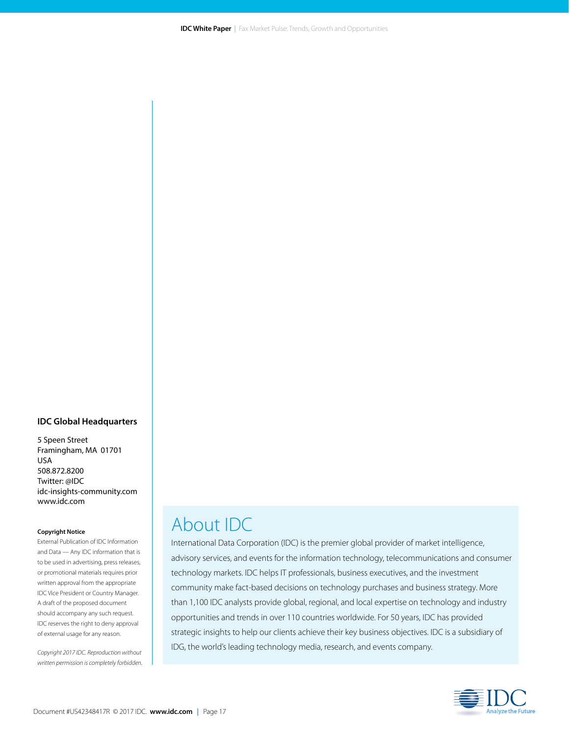**IDC Global Headquarters**

5 Speen Street
Framingham, MA 01701
USA
508.872.8200
Twitter: @IDC
idc-insights-community.com
www.idc.com

**Copyright Notice**

External Publication of IDC Information and Data — Any IDC information that is to be used in advertising, press releases, or promotional materials requires prior written approval from the appropriate IDC Vice President or Country Manager. A draft of the proposed document should accompany any such request. IDC reserves the right to deny approval of external usage for any reason.

*Copyright 2017 IDC. Reproduction without written permission is completely forbidden.*

# About IDC

International Data Corporation (IDC) is the premier global provider of market intelligence, advisory services, and events for the information technology, telecommunications and consumer technology markets. IDC helps IT professionals, business executives, and the investment community make fact-based decisions on technology purchases and business strategy. More than 1,100 IDC analysts provide global, regional, and local expertise on technology and industry opportunities and trends in over 110 countries worldwide. For 50 years, IDC has provided strategic insights to help our clients achieve their key business objectives. IDC is a subsidiary of IDG, the world's leading technology media, research, and events company.